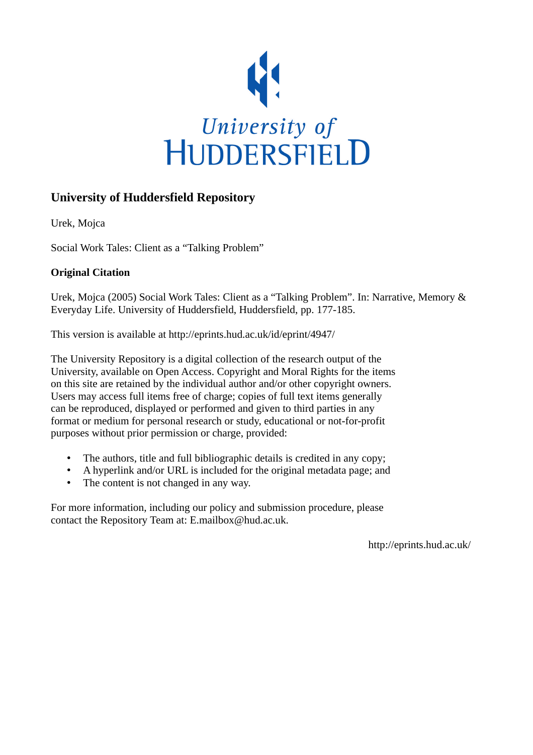University of HUDDERSFIELD

# University of Huddersfield Repository

Urek, Mojca

Social Work Tales: Client as a “Talking Problem”

### Original Citation

Urek, Mojca (2005) Social Work Tales: Client as a “Talking Problem”. In: Narrative, Memory & Everyday Life. University of Huddersfield, Huddersfield, pp. 177-185.

This version is available at http://eprints.hud.ac.uk/id/eprint/4947/

The University Repository is a digital collection of the research output of the University, available on Open Access. Copyright and Moral Rights for the items on this site are retained by the individual author and/or other copyright owners. Users may access full items free of charge; copies of full text items generally can be reproduced, displayed or performed and given to third parties in any format or medium for personal research or study, educational or not-for-profit purposes without prior permission or charge, provided:

- The authors, title and full bibliographic details is credited in any copy;
- A hyperlink and/or URL is included for the original metadata page; and
- The content is not changed in any way.

For more information, including our policy and submission procedure, please contact the Repository Team at: E.mailbox@hud.ac.uk.

http://eprints.hud.ac.uk/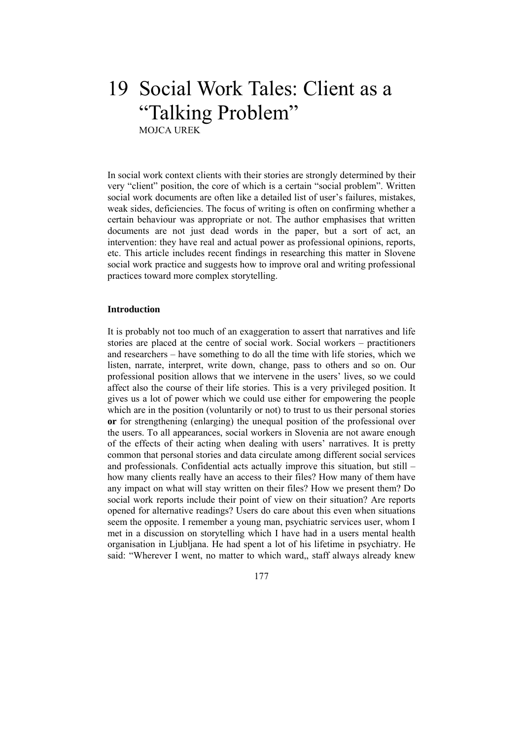# 19 Social Work Tales: Client as a "Talking Problem"

MOJCA UREK

In social work context clients with their stories are strongly determined by their very "client" position, the core of which is a certain "social problem". Written social work documents are often like a detailed list of user's failures, mistakes, weak sides, deficiencies. The focus of writing is often on confirming whether a certain behaviour was appropriate or not. The author emphasises that written documents are not just dead words in the paper, but a sort of act, an intervention: they have real and actual power as professional opinions, reports, etc. This article includes recent findings in researching this matter in Slovene social work practice and suggests how to improve oral and writing professional practices toward more complex storytelling.

## Introduction

It is probably not too much of an exaggeration to assert that narratives and life stories are placed at the centre of social work. Social workers – practitioners and researchers – have something to do all the time with life stories, which we listen, narrate, interpret, write down, change, pass to others and so on. Our professional position allows that we intervene in the users' lives, so we could affect also the course of their life stories. This is a very privileged position. It gives us a lot of power which we could use either for empowering the people which are in the position (voluntarily or not) to trust to us their personal stories **or** for strengthening (enlarging) the unequal position of the professional over the users. To all appearances, social workers in Slovenia are not aware enough of the effects of their acting when dealing with users' narratives. It is pretty common that personal stories and data circulate among different social services and professionals. Confidential acts actually improve this situation, but still – how many clients really have an access to their files? How many of them have any impact on what will stay written on their files? How we present them? Do social work reports include their point of view on their situation? Are reports opened for alternative readings? Users do care about this even when situations seem the opposite. I remember a young man, psychiatric services user, whom I met in a discussion on storytelling which I have had in a users mental health organisation in Ljubljana. He had spent a lot of his lifetime in psychiatry. He said: "Wherever I went, no matter to which ward,, staff always already knew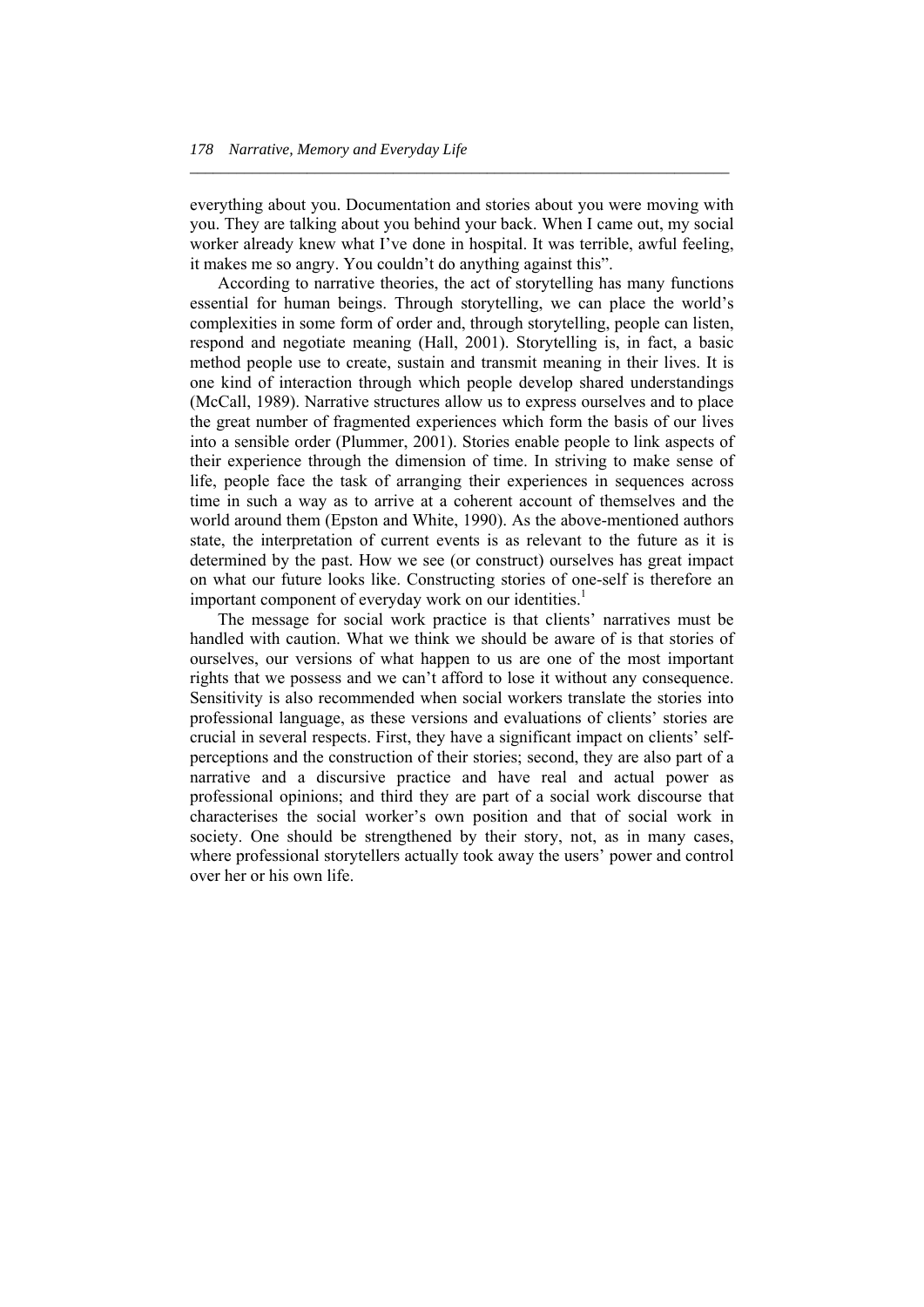everything about you. Documentation and stories about you were moving with you. They are talking about you behind your back. When I came out, my social worker already knew what I've done in hospital. It was terrible, awful feeling, it makes me so angry. You couldn't do anything against this".

According to narrative theories, the act of storytelling has many functions essential for human beings. Through storytelling, we can place the world's complexities in some form of order and, through storytelling, people can listen, respond and negotiate meaning (Hall, 2001). Storytelling is, in fact, a basic method people use to create, sustain and transmit meaning in their lives. It is one kind of interaction through which people develop shared understandings (McCall, 1989). Narrative structures allow us to express ourselves and to place the great number of fragmented experiences which form the basis of our lives into a sensible order (Plummer, 2001). Stories enable people to link aspects of their experience through the dimension of time. In striving to make sense of life, people face the task of arranging their experiences in sequences across time in such a way as to arrive at a coherent account of themselves and the world around them (Epston and White, 1990). As the above-mentioned authors state, the interpretation of current events is as relevant to the future as it is determined by the past. How we see (or construct) ourselves has great impact on what our future looks like. Constructing stories of one-self is therefore an important component of everyday work on our identities.[1]

The message for social work practice is that clients' narratives must be handled with caution. What we think we should be aware of is that stories of ourselves, our versions of what happen to us are one of the most important rights that we possess and we can't afford to lose it without any consequence. Sensitivity is also recommended when social workers translate the stories into professional language, as these versions and evaluations of clients' stories are crucial in several respects. First, they have a significant impact on clients' self-perceptions and the construction of their stories; second, they are also part of a narrative and a discursive practice and have real and actual power as professional opinions; and third they are part of a social work discourse that characterises the social worker's own position and that of social work in society. One should be strengthened by their story, not, as in many cases, where professional storytellers actually took away the users' power and control over her or his own life.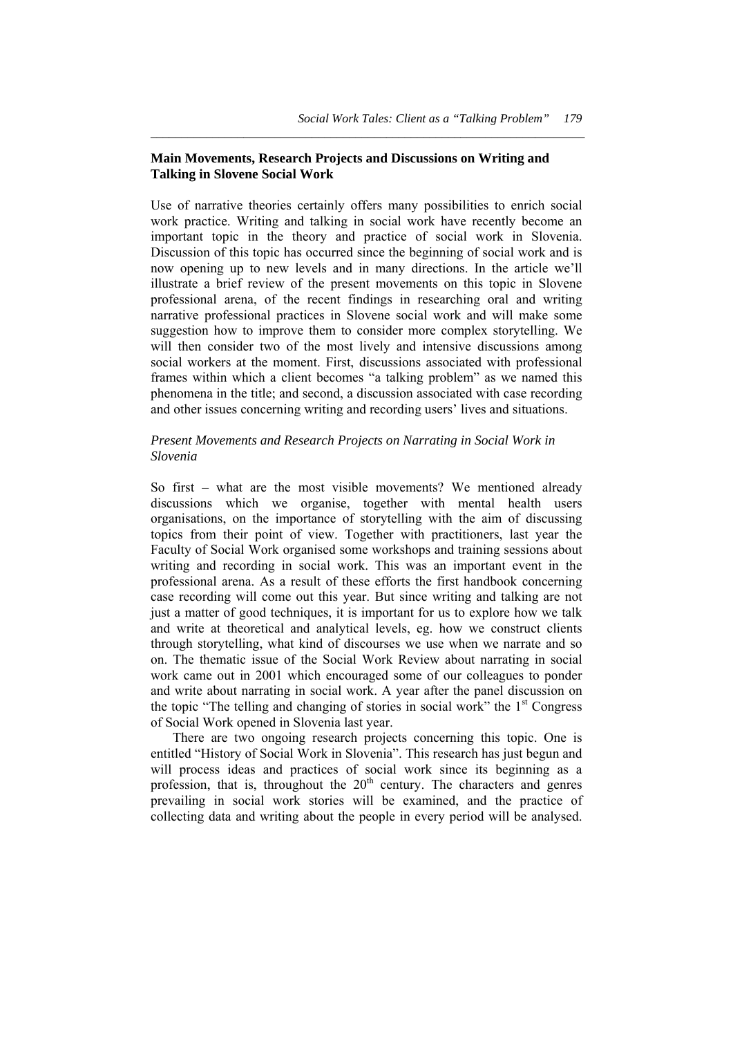## Main Movements, Research Projects and Discussions on Writing and Talking in Slovene Social Work

Use of narrative theories certainly offers many possibilities to enrich social work practice. Writing and talking in social work have recently become an important topic in the theory and practice of social work in Slovenia. Discussion of this topic has occurred since the beginning of social work and is now opening up to new levels and in many directions. In the article we'll illustrate a brief review of the present movements on this topic in Slovene professional arena, of the recent findings in researching oral and writing narrative professional practices in Slovene social work and will make some suggestion how to improve them to consider more complex storytelling. We will then consider two of the most lively and intensive discussions among social workers at the moment. First, discussions associated with professional frames within which a client becomes "a talking problem" as we named this phenomena in the title; and second, a discussion associated with case recording and other issues concerning writing and recording users' lives and situations.

### *Present Movements and Research Projects on Narrating in Social Work in Slovenia*

So first – what are the most visible movements? We mentioned already discussions which we organise, together with mental health users organisations, on the importance of storytelling with the aim of discussing topics from their point of view. Together with practitioners, last year the Faculty of Social Work organised some workshops and training sessions about writing and recording in social work. This was an important event in the professional arena. As a result of these efforts the first handbook concerning case recording will come out this year. But since writing and talking are not just a matter of good techniques, it is important for us to explore how we talk and write at theoretical and analytical levels, eg. how we construct clients through storytelling, what kind of discourses we use when we narrate and so on. The thematic issue of the Social Work Review about narrating in social work came out in 2001 which encouraged some of our colleagues to ponder and write about narrating in social work. A year after the panel discussion on the topic "The telling and changing of stories in social work" the 1st Congress of Social Work opened in Slovenia last year.

There are two ongoing research projects concerning this topic. One is entitled "History of Social Work in Slovenia". This research has just begun and will process ideas and practices of social work since its beginning as a profession, that is, throughout the 20th century. The characters and genres prevailing in social work stories will be examined, and the practice of collecting data and writing about the people in every period will be analysed.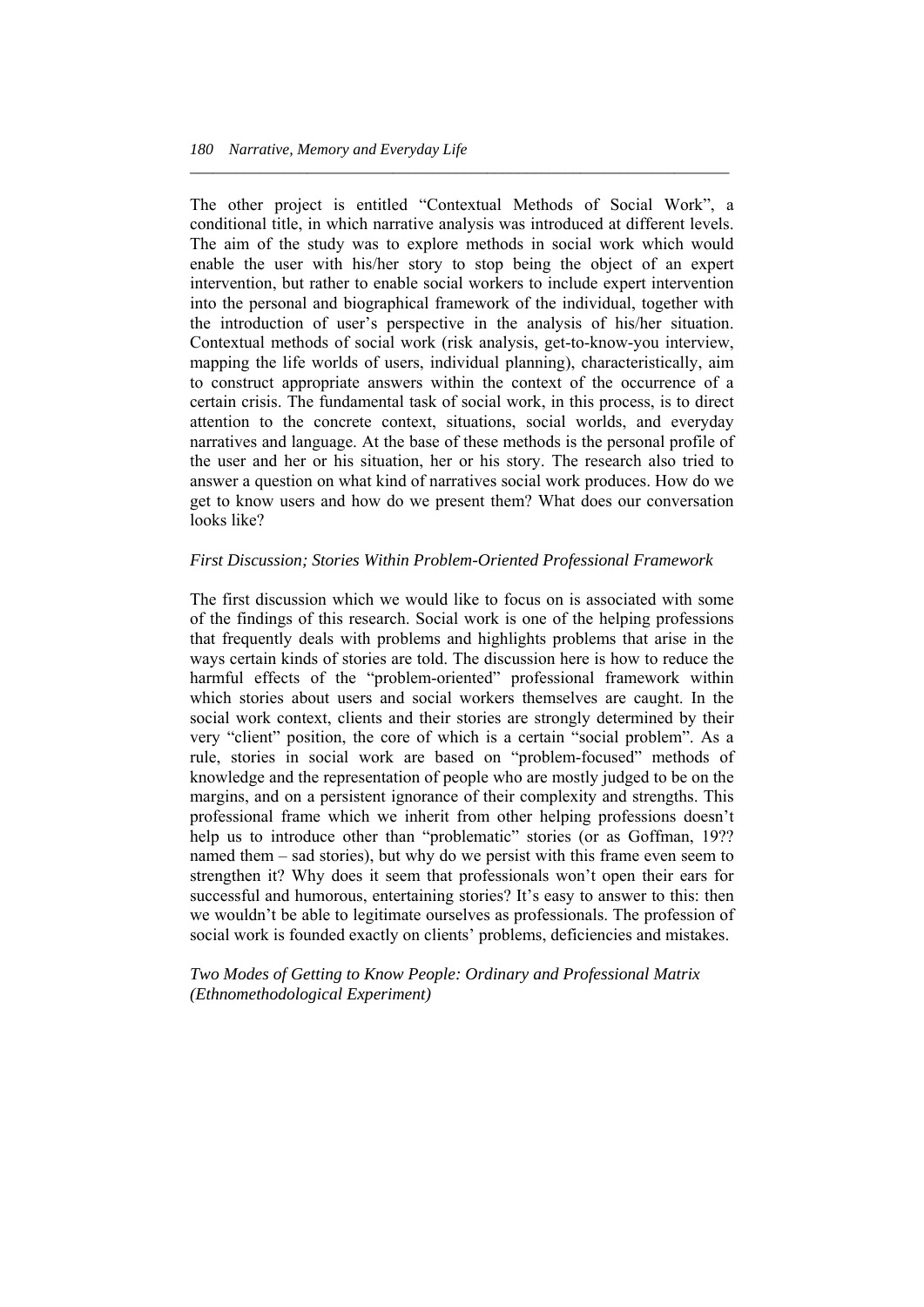The other project is entitled "Contextual Methods of Social Work", a conditional title, in which narrative analysis was introduced at different levels. The aim of the study was to explore methods in social work which would enable the user with his/her story to stop being the object of an expert intervention, but rather to enable social workers to include expert intervention into the personal and biographical framework of the individual, together with the introduction of user's perspective in the analysis of his/her situation. Contextual methods of social work (risk analysis, get-to-know-you interview, mapping the life worlds of users, individual planning), characteristically, aim to construct appropriate answers within the context of the occurrence of a certain crisis. The fundamental task of social work, in this process, is to direct attention to the concrete context, situations, social worlds, and everyday narratives and language. At the base of these methods is the personal profile of the user and her or his situation, her or his story. The research also tried to answer a question on what kind of narratives social work produces. How do we get to know users and how do we present them? What does our conversation looks like?

*First Discussion; Stories Within Problem-Oriented Professional Framework*

The first discussion which we would like to focus on is associated with some of the findings of this research. Social work is one of the helping professions that frequently deals with problems and highlights problems that arise in the ways certain kinds of stories are told. The discussion here is how to reduce the harmful effects of the "problem-oriented" professional framework within which stories about users and social workers themselves are caught. In the social work context, clients and their stories are strongly determined by their very "client" position, the core of which is a certain "social problem". As a rule, stories in social work are based on "problem-focused" methods of knowledge and the representation of people who are mostly judged to be on the margins, and on a persistent ignorance of their complexity and strengths. This professional frame which we inherit from other helping professions doesn't help us to introduce other than "problematic" stories (or as Goffman, 19?? named them – sad stories), but why do we persist with this frame even seem to strengthen it? Why does it seem that professionals won't open their ears for successful and humorous, entertaining stories? It's easy to answer to this: then we wouldn't be able to legitimate ourselves as professionals. The profession of social work is founded exactly on clients' problems, deficiencies and mistakes.

*Two Modes of Getting to Know People: Ordinary and Professional Matrix (Ethnomethodological Experiment)*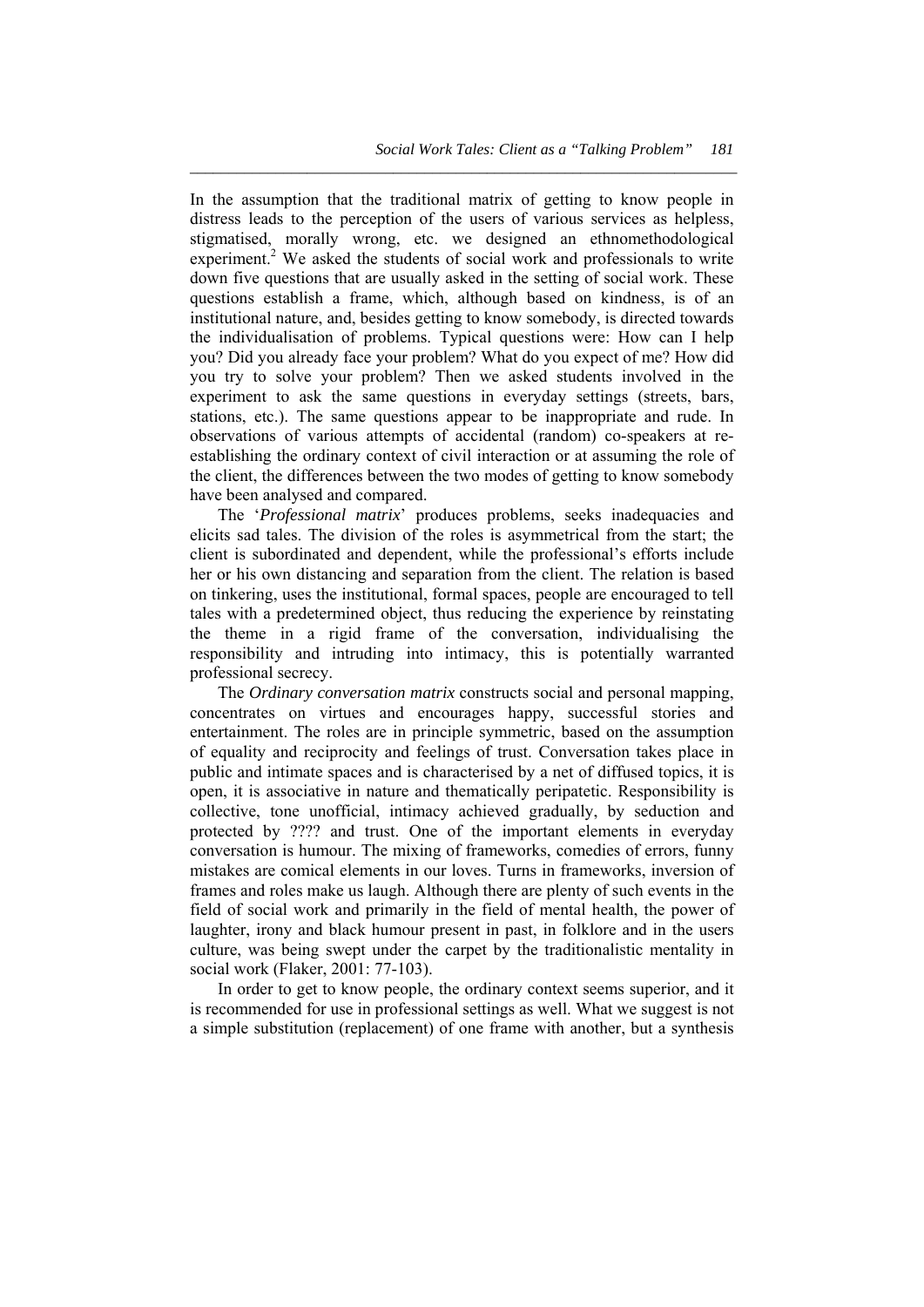In the assumption that the traditional matrix of getting to know people in distress leads to the perception of the users of various services as helpless, stigmatised, morally wrong, etc. we designed an ethnomethodological experiment.[2] We asked the students of social work and professionals to write down five questions that are usually asked in the setting of social work. These questions establish a frame, which, although based on kindness, is of an institutional nature, and, besides getting to know somebody, is directed towards the individualisation of problems. Typical questions were: How can I help you? Did you already face your problem? What do you expect of me? How did you try to solve your problem? Then we asked students involved in the experiment to ask the same questions in everyday settings (streets, bars, stations, etc.). The same questions appear to be inappropriate and rude. In observations of various attempts of accidental (random) co-speakers at re-establishing the ordinary context of civil interaction or at assuming the role of the client, the differences between the two modes of getting to know somebody have been analysed and compared.

The '*Professional matrix*' produces problems, seeks inadequacies and elicits sad tales. The division of the roles is asymmetrical from the start; the client is subordinated and dependent, while the professional's efforts include her or his own distancing and separation from the client. The relation is based on tinkering, uses the institutional, formal spaces, people are encouraged to tell tales with a predetermined object, thus reducing the experience by reinstating the theme in a rigid frame of the conversation, individualising the responsibility and intruding into intimacy, this is potentially warranted professional secrecy.

The *Ordinary conversation matrix* constructs social and personal mapping, concentrates on virtues and encourages happy, successful stories and entertainment. The roles are in principle symmetric, based on the assumption of equality and reciprocity and feelings of trust. Conversation takes place in public and intimate spaces and is characterised by a net of diffused topics, it is open, it is associative in nature and thematically peripatetic. Responsibility is collective, tone unofficial, intimacy achieved gradually, by seduction and protected by ???? and trust. One of the important elements in everyday conversation is humour. The mixing of frameworks, comedies of errors, funny mistakes are comical elements in our loves. Turns in frameworks, inversion of frames and roles make us laugh. Although there are plenty of such events in the field of social work and primarily in the field of mental health, the power of laughter, irony and black humour present in past, in folklore and in the users culture, was being swept under the carpet by the traditionalistic mentality in social work (Flaker, 2001: 77-103).

In order to get to know people, the ordinary context seems superior, and it is recommended for use in professional settings as well. What we suggest is not a simple substitution (replacement) of one frame with another, but a synthesis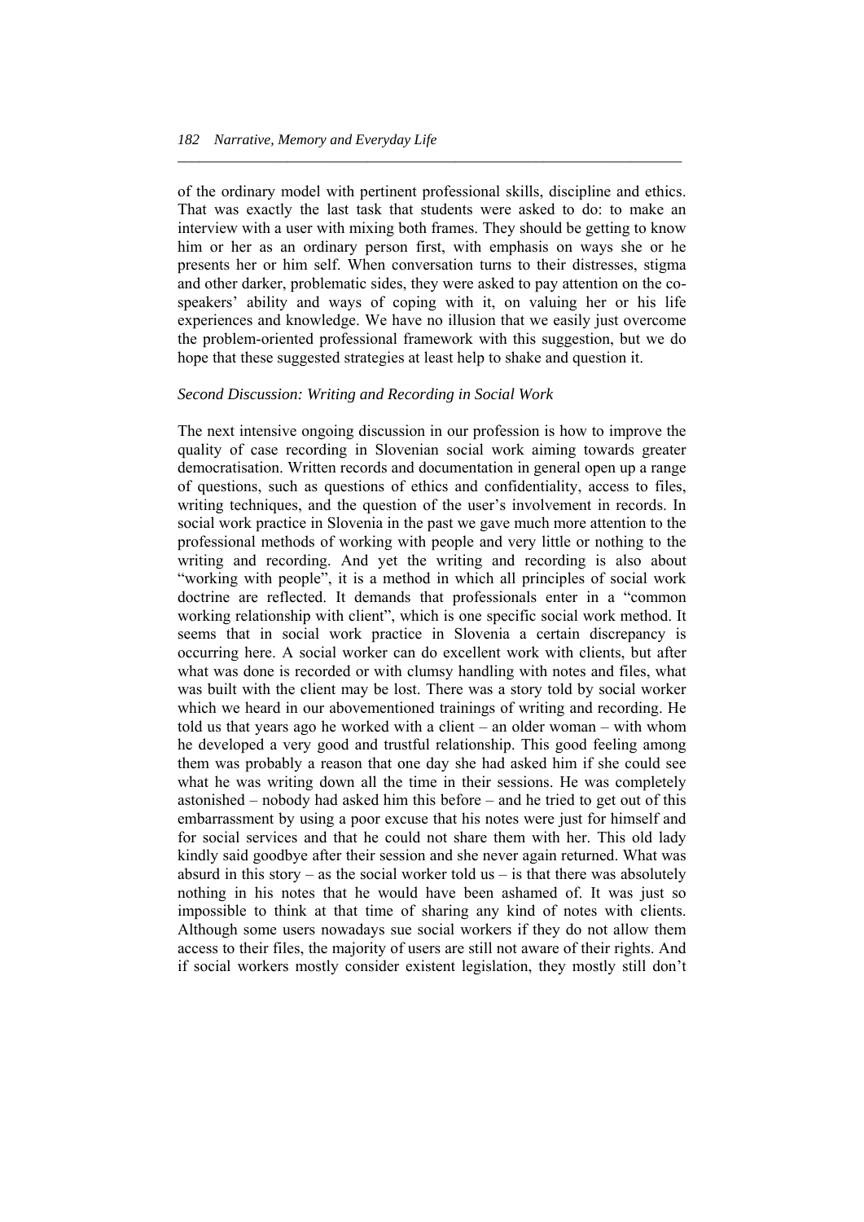of the ordinary model with pertinent professional skills, discipline and ethics. That was exactly the last task that students were asked to do: to make an interview with a user with mixing both frames. They should be getting to know him or her as an ordinary person first, with emphasis on ways she or he presents her or him self. When conversation turns to their distresses, stigma and other darker, problematic sides, they were asked to pay attention on the co-speakers' ability and ways of coping with it, on valuing her or his life experiences and knowledge. We have no illusion that we easily just overcome the problem-oriented professional framework with this suggestion, but we do hope that these suggested strategies at least help to shake and question it.

*Second Discussion: Writing and Recording in Social Work*

The next intensive ongoing discussion in our profession is how to improve the quality of case recording in Slovenian social work aiming towards greater democratisation. Written records and documentation in general open up a range of questions, such as questions of ethics and confidentiality, access to files, writing techniques, and the question of the user's involvement in records. In social work practice in Slovenia in the past we gave much more attention to the professional methods of working with people and very little or nothing to the writing and recording. And yet the writing and recording is also about "working with people", it is a method in which all principles of social work doctrine are reflected. It demands that professionals enter in a "common working relationship with client", which is one specific social work method. It seems that in social work practice in Slovenia a certain discrepancy is occurring here. A social worker can do excellent work with clients, but after what was done is recorded or with clumsy handling with notes and files, what was built with the client may be lost. There was a story told by social worker which we heard in our abovementioned trainings of writing and recording. He told us that years ago he worked with a client – an older woman – with whom he developed a very good and trustful relationship. This good feeling among them was probably a reason that one day she had asked him if she could see what he was writing down all the time in their sessions. He was completely astonished – nobody had asked him this before – and he tried to get out of this embarrassment by using a poor excuse that his notes were just for himself and for social services and that he could not share them with her. This old lady kindly said goodbye after their session and she never again returned. What was absurd in this story – as the social worker told us – is that there was absolutely nothing in his notes that he would have been ashamed of. It was just so impossible to think at that time of sharing any kind of notes with clients. Although some users nowadays sue social workers if they do not allow them access to their files, the majority of users are still not aware of their rights. And if social workers mostly consider existent legislation, they mostly still don't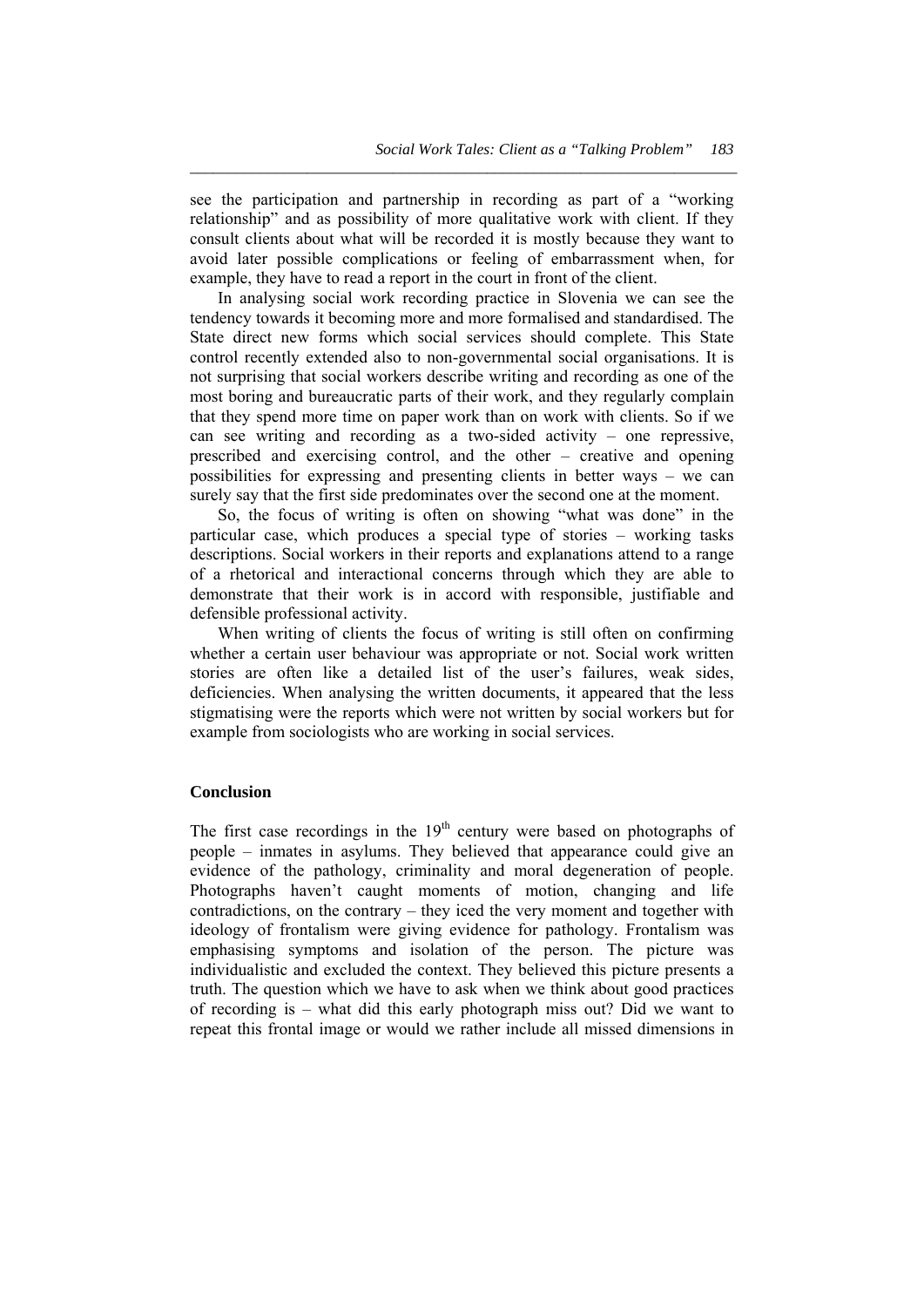see the participation and partnership in recording as part of a "working relationship" and as possibility of more qualitative work with client. If they consult clients about what will be recorded it is mostly because they want to avoid later possible complications or feeling of embarrassment when, for example, they have to read a report in the court in front of the client.

In analysing social work recording practice in Slovenia we can see the tendency towards it becoming more and more formalised and standardised. The State direct new forms which social services should complete. This State control recently extended also to non-governmental social organisations. It is not surprising that social workers describe writing and recording as one of the most boring and bureaucratic parts of their work, and they regularly complain that they spend more time on paper work than on work with clients. So if we can see writing and recording as a two-sided activity – one repressive, prescribed and exercising control, and the other – creative and opening possibilities for expressing and presenting clients in better ways – we can surely say that the first side predominates over the second one at the moment.

So, the focus of writing is often on showing "what was done" in the particular case, which produces a special type of stories – working tasks descriptions. Social workers in their reports and explanations attend to a range of a rhetorical and interactional concerns through which they are able to demonstrate that their work is in accord with responsible, justifiable and defensible professional activity.

When writing of clients the focus of writing is still often on confirming whether a certain user behaviour was appropriate or not. Social work written stories are often like a detailed list of the user's failures, weak sides, deficiencies. When analysing the written documents, it appeared that the less stigmatising were the reports which were not written by social workers but for example from sociologists who are working in social services.

## Conclusion

The first case recordings in the 19th century were based on photographs of people – inmates in asylums. They believed that appearance could give an evidence of the pathology, criminality and moral degeneration of people. Photographs haven't caught moments of motion, changing and life contradictions, on the contrary – they iced the very moment and together with ideology of frontalism were giving evidence for pathology. Frontalism was emphasising symptoms and isolation of the person. The picture was individualistic and excluded the context. They believed this picture presents a truth. The question which we have to ask when we think about good practices of recording is – what did this early photograph miss out? Did we want to repeat this frontal image or would we rather include all missed dimensions in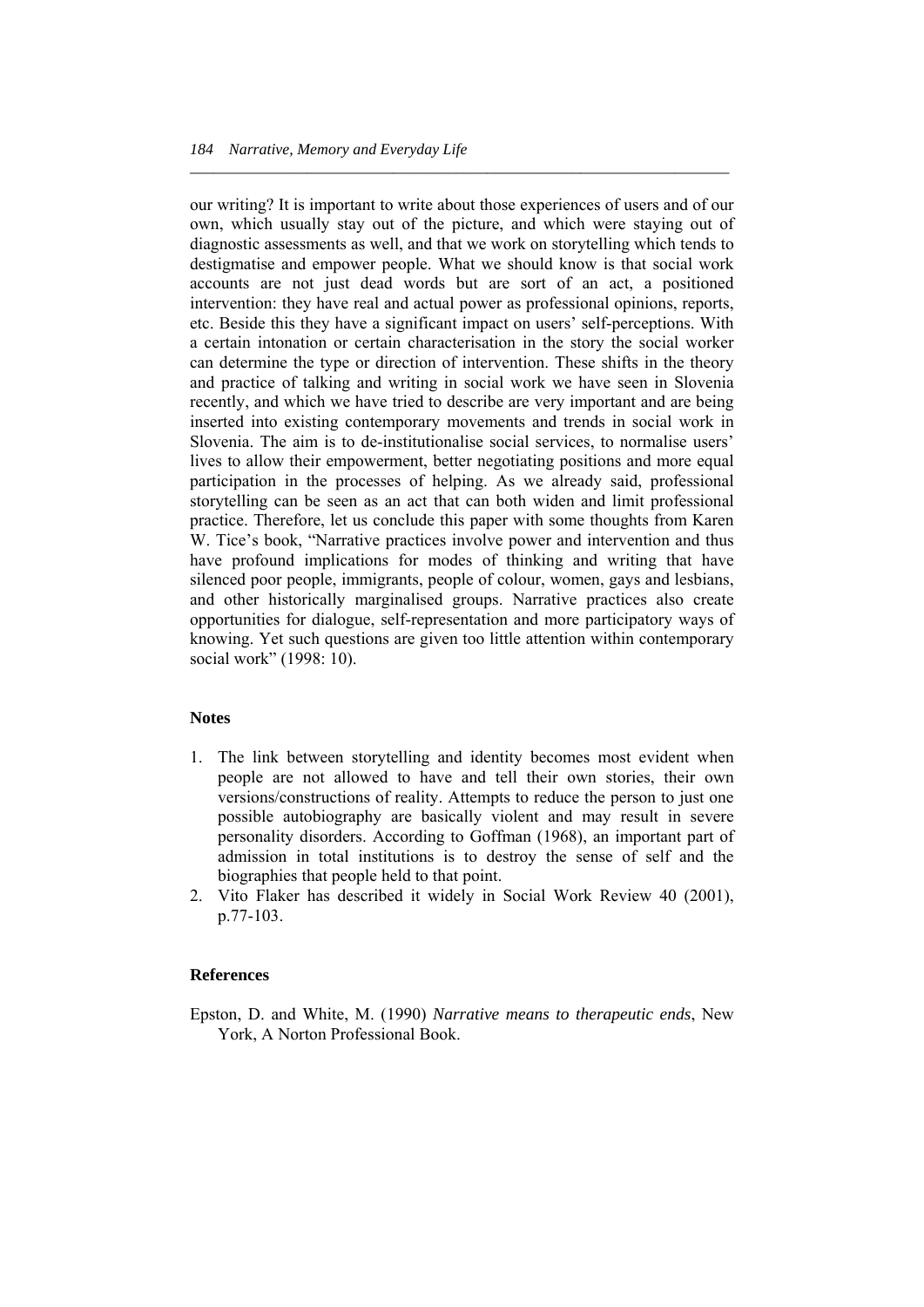our writing? It is important to write about those experiences of users and of our own, which usually stay out of the picture, and which were staying out of diagnostic assessments as well, and that we work on storytelling which tends to destigmatise and empower people. What we should know is that social work accounts are not just dead words but are sort of an act, a positioned intervention: they have real and actual power as professional opinions, reports, etc. Beside this they have a significant impact on users' self-perceptions. With a certain intonation or certain characterisation in the story the social worker can determine the type or direction of intervention. These shifts in the theory and practice of talking and writing in social work we have seen in Slovenia recently, and which we have tried to describe are very important and are being inserted into existing contemporary movements and trends in social work in Slovenia. The aim is to de-institutionalise social services, to normalise users' lives to allow their empowerment, better negotiating positions and more equal participation in the processes of helping. As we already said, professional storytelling can be seen as an act that can both widen and limit professional practice. Therefore, let us conclude this paper with some thoughts from Karen W. Tice's book, "Narrative practices involve power and intervention and thus have profound implications for modes of thinking and writing that have silenced poor people, immigrants, people of colour, women, gays and lesbians, and other historically marginalised groups. Narrative practices also create opportunities for dialogue, self-representation and more participatory ways of knowing. Yet such questions are given too little attention within contemporary social work" (1998: 10).

## Notes

1. The link between storytelling and identity becomes most evident when people are not allowed to have and tell their own stories, their own versions/constructions of reality. Attempts to reduce the person to just one possible autobiography are basically violent and may result in severe personality disorders. According to Goffman (1968), an important part of admission in total institutions is to destroy the sense of self and the biographies that people held to that point.
2. Vito Flaker has described it widely in Social Work Review 40 (2001), p.77-103.

## References

Epston, D. and White, M. (1990) *Narrative means to therapeutic ends*, New York, A Norton Professional Book.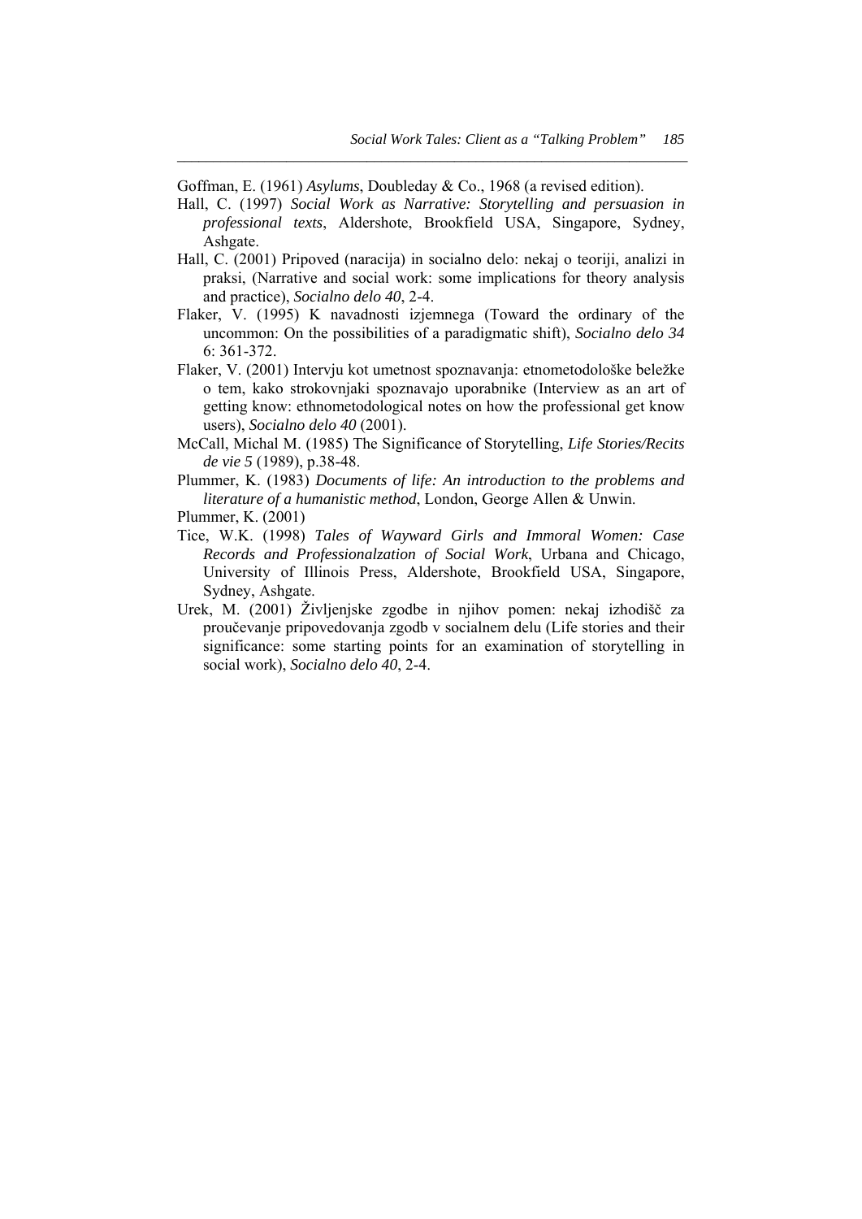Goffman, E. (1961) *Asylums*, Doubleday & Co., 1968 (a revised edition).

Hall, C. (1997) *Social Work as Narrative: Storytelling and persuasion in professional texts*, Aldershote, Brookfield USA, Singapore, Sydney, Ashgate.

Hall, C. (2001) Pripoved (naracija) in socialno delo: nekaj o teoriji, analizi in praksi, (Narrative and social work: some implications for theory analysis and practice), *Socialno delo 40*, 2-4.

Flaker, V. (1995) K navadnosti izjemnega (Toward the ordinary of the uncommon: On the possibilities of a paradigmatic shift), *Socialno delo 34* 6: 361-372.

Flaker, V. (2001) Intervju kot umetnost spoznavanja: etnometodološke beležke o tem, kako strokovnjaki spoznavajo uporabnike (Interview as an art of getting know: ethnometodological notes on how the professional get know users), *Socialno delo 40* (2001).

McCall, Michal M. (1985) The Significance of Storytelling, *Life Stories/Recits de vie 5* (1989), p.38-48.

Plummer, K. (1983) *Documents of life: An introduction to the problems and literature of a humanistic method*, London, George Allen & Unwin.

Plummer, K. (2001)

Tice, W.K. (1998) *Tales of Wayward Girls and Immoral Women: Case Records and Professionalzation of Social Work*, Urbana and Chicago, University of Illinois Press, Aldershote, Brookfield USA, Singapore, Sydney, Ashgate.

Urek, M. (2001) Življenjske zgodbe in njihov pomen: nekaj izhodišč za proučevanje pripovedovanja zgodb v socialnem delu (Life stories and their significance: some starting points for an examination of storytelling in social work), *Socialno delo 40*, 2-4.